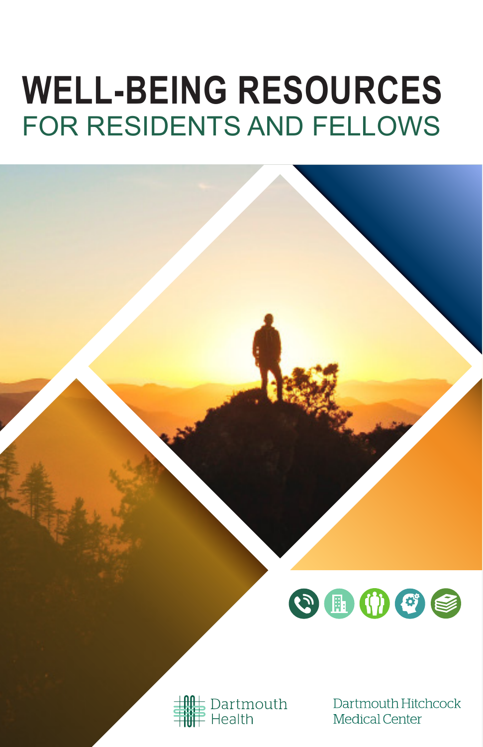# WELL-BEING RESOURCES

## FOR RESIDENTS AND FELLOWS

Dartmouth Health

Dartmouth Hitchcock Medical Center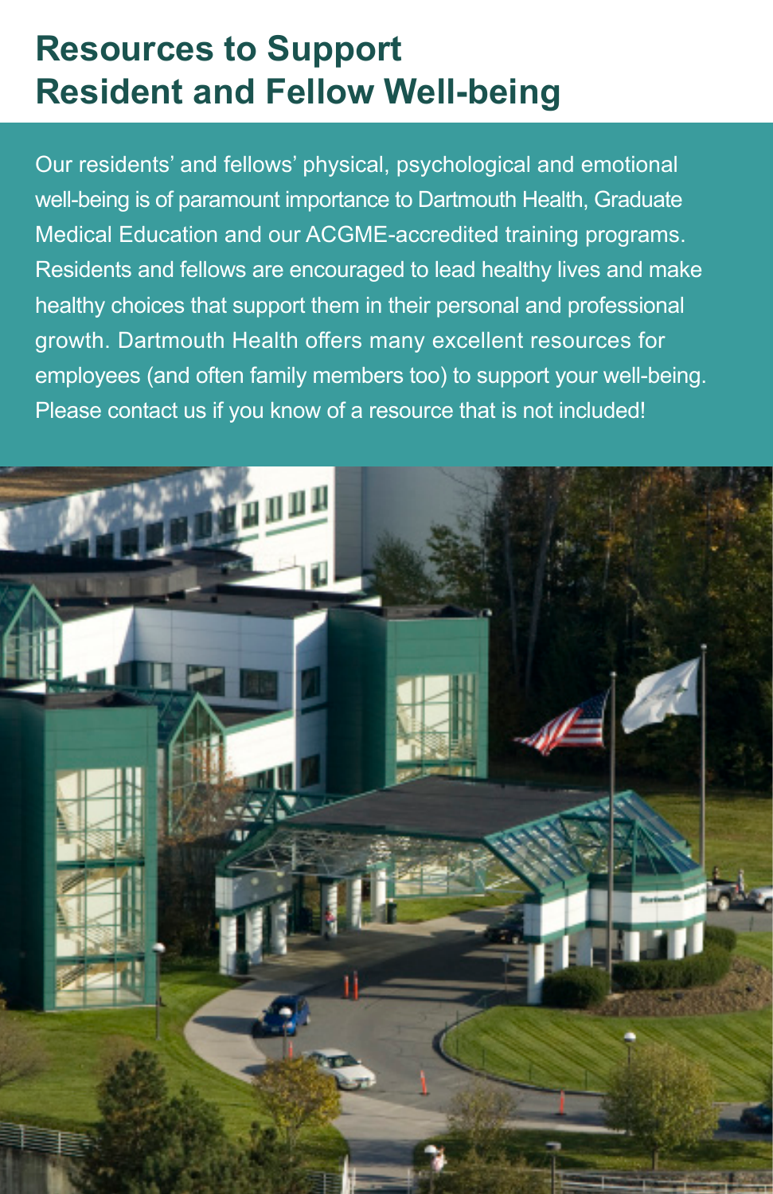# Resources to Support Resident and Fellow Well-being

Our residents' and fellows' physical, psychological and emotional well-being is of paramount importance to Dartmouth Health, Graduate Medical Education and our ACGME-accredited training programs. Residents and fellows are encouraged to lead healthy lives and make healthy choices that support them in their personal and professional growth. Dartmouth Health offers many excellent resources for employees (and often family members too) to support your well-being. Please contact us if you know of a resource that is not included!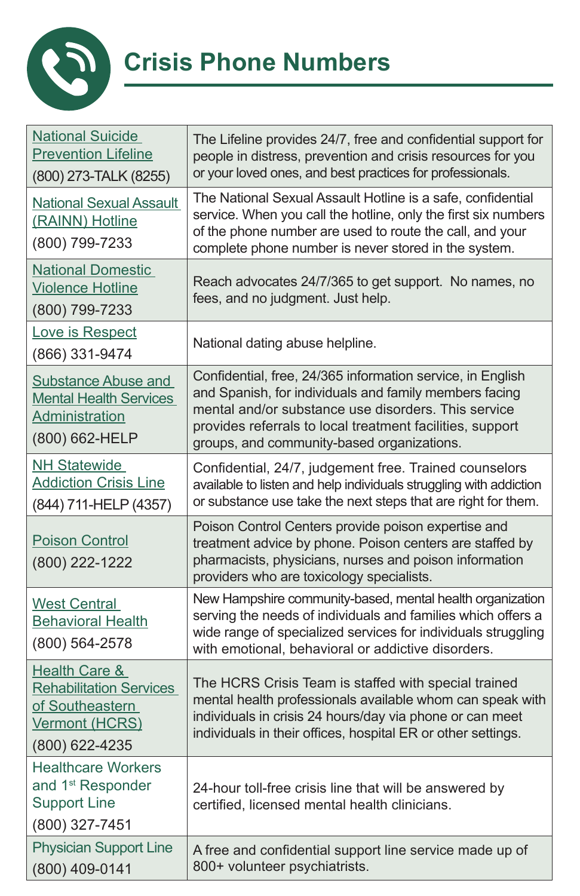# Crisis Phone Numbers

| | |
|---|---|
| National Suicide Prevention Lifeline (800) 273-TALK (8255) | The Lifeline provides 24/7, free and confidential support for people in distress, prevention and crisis resources for you or your loved ones, and best practices for professionals. |
| National Sexual Assault (RAINN) Hotline (800) 799-7233 | The National Sexual Assault Hotline is a safe, confidential service. When you call the hotline, only the first six numbers of the phone number are used to route the call, and your complete phone number is never stored in the system. |
| National Domestic Violence Hotline (800) 799-7233 | Reach advocates 24/7/365 to get support. No names, no fees, and no judgment. Just help. |
| Love is Respect (866) 331-9474 | National dating abuse helpline. |
| Substance Abuse and Mental Health Services Administration (800) 662-HELP | Confidential, free, 24/365 information service, in English and Spanish, for individuals and family members facing mental and/or substance use disorders. This service provides referrals to local treatment facilities, support groups, and community-based organizations. |
| NH Statewide Addiction Crisis Line (844) 711-HELP (4357) | Confidential, 24/7, judgement free. Trained counselors available to listen and help individuals struggling with addiction or substance use take the next steps that are right for them. |
| Poison Control (800) 222-1222 | Poison Control Centers provide poison expertise and treatment advice by phone. Poison centers are staffed by pharmacists, physicians, nurses and poison information providers who are toxicology specialists. |
| West Central Behavioral Health (800) 564-2578 | New Hampshire community-based, mental health organization serving the needs of individuals and families which offers a wide range of specialized services for individuals struggling with emotional, behavioral or addictive disorders. |
| Health Care & Rehabilitation Services of Southeastern Vermont (HCRS) (800) 622-4235 | The HCRS Crisis Team is staffed with special trained mental health professionals available whom can speak with individuals in crisis 24 hours/day via phone or can meet individuals in their offices, hospital ER or other settings. |
| Healthcare Workers and 1st Responder Support Line (800) 327-7451 | 24-hour toll-free crisis line that will be answered by certified, licensed mental health clinicians. |
| Physician Support Line (800) 409-0141 | A free and confidential support line service made up of 800+ volunteer psychiatrists. |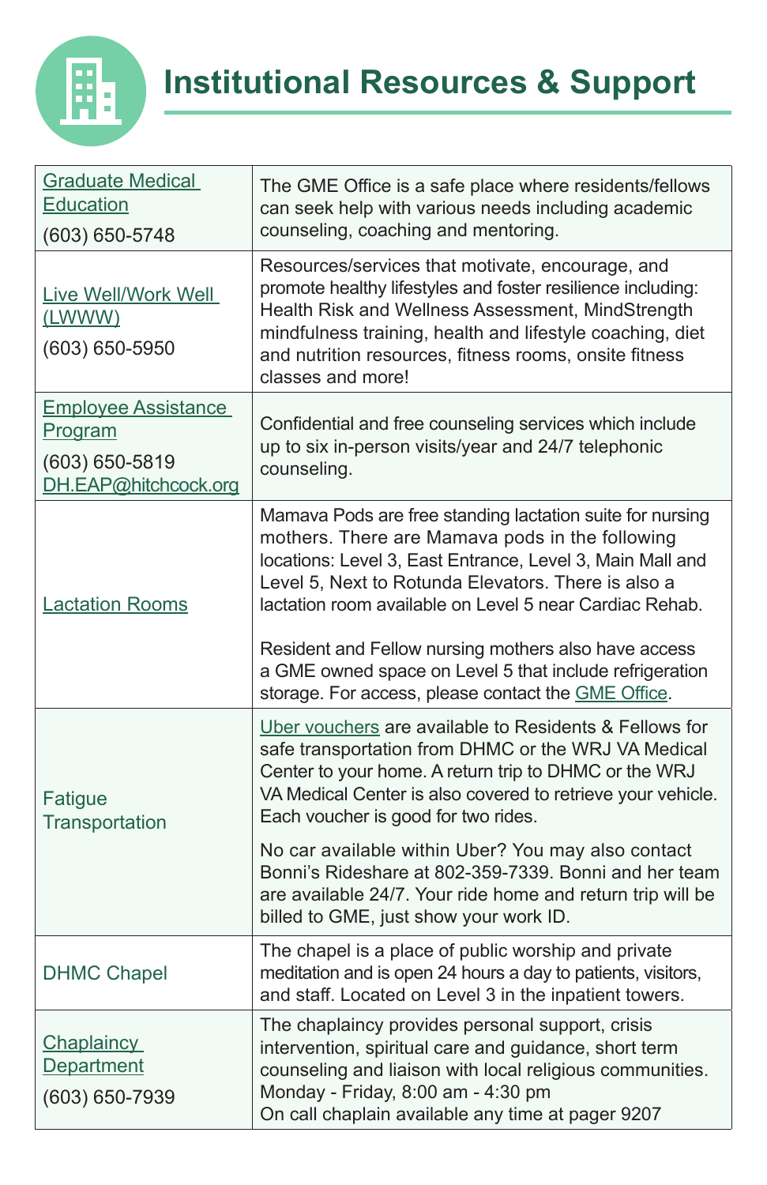# Institutional Resources & Support

| | |
|---|---|
| Graduate Medical Education<br>(603) 650-5748 | The GME Office is a safe place where residents/fellows can seek help with various needs including academic counseling, coaching and mentoring. |
| Live Well/Work Well (LWWW)<br>(603) 650-5950 | Resources/services that motivate, encourage, and promote healthy lifestyles and foster resilience including: Health Risk and Wellness Assessment, MindStrength mindfulness training, health and lifestyle coaching, diet and nutrition resources, fitness rooms, onsite fitness classes and more! |
| Employee Assistance Program<br>(603) 650-5819<br>DH.EAP@hitchcock.org | Confidential and free counseling services which include up to six in-person visits/year and 24/7 telephonic counseling. |
| Lactation Rooms | Mamava Pods are free standing lactation suite for nursing mothers. There are Mamava pods in the following locations: Level 3, East Entrance, Level 3, Main Mall and Level 5, Next to Rotunda Elevators. There is also a lactation room available on Level 5 near Cardiac Rehab.<br><br>Resident and Fellow nursing mothers also have access a GME owned space on Level 5 that include refrigeration storage. For access, please contact the GME Office. |
| Fatigue Transportation | Uber vouchers are available to Residents & Fellows for safe transportation from DHMC or the WRJ VA Medical Center to your home. A return trip to DHMC or the WRJ VA Medical Center is also covered to retrieve your vehicle. Each voucher is good for two rides.<br><br>No car available within Uber? You may also contact Bonni's Rideshare at 802-359-7339. Bonni and her team are available 24/7. Your ride home and return trip will be billed to GME, just show your work ID. |
| DHMC Chapel | The chapel is a place of public worship and private meditation and is open 24 hours a day to patients, visitors, and staff. Located on Level 3 in the inpatient towers. |
| Chaplaincy Department<br>(603) 650-7939 | The chaplaincy provides personal support, crisis intervention, spiritual care and guidance, short term counseling and liaison with local religious communities.<br>Monday - Friday, 8:00 am - 4:30 pm<br>On call chaplain available any time at pager 9207 |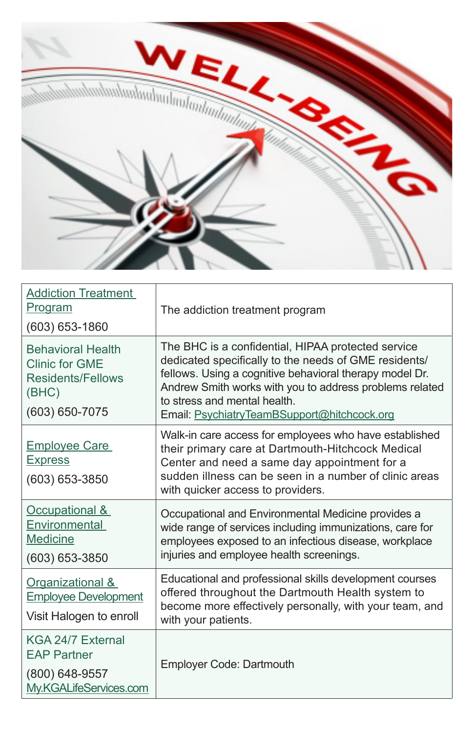| | |
|---|---|
| Addiction Treatment Program<br>(603) 653-1860 | The addiction treatment program |
| Behavioral Health Clinic for GME Residents/Fellows (BHC)<br>(603) 650-7075 | The BHC is a confidential, HIPAA protected service dedicated specifically to the needs of GME residents/ fellows. Using a cognitive behavioral therapy model Dr. Andrew Smith works with you to address problems related to stress and mental health.<br>Email: PsychiatryTeamBSupport@hitchcock.org |
| Employee Care Express<br>(603) 653-3850 | Walk-in care access for employees who have established their primary care at Dartmouth-Hitchcock Medical Center and need a same day appointment for a sudden illness can be seen in a number of clinic areas with quicker access to providers. |
| Occupational & Environmental Medicine<br>(603) 653-3850 | Occupational and Environmental Medicine provides a wide range of services including immunizations, care for employees exposed to an infectious disease, workplace injuries and employee health screenings. |
| Organizational & Employee Development<br>Visit Halogen to enroll | Educational and professional skills development courses offered throughout the Dartmouth Health system to become more effectively personally, with your team, and with your patients. |
| KGA 24/7 External EAP Partner<br>(800) 648-9557<br>My.KGALifeServices.com | Employer Code: Dartmouth |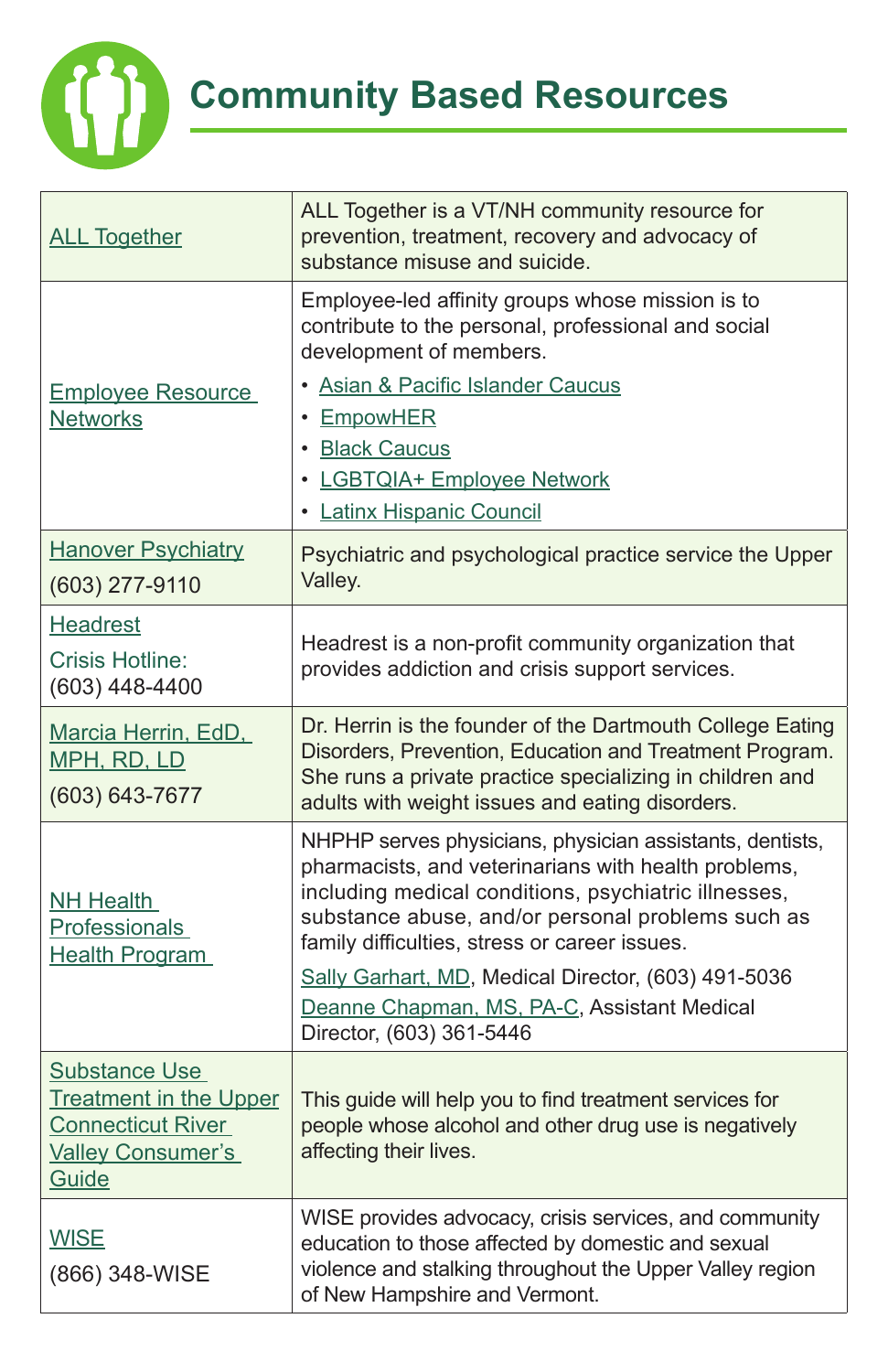# Community Based Resources

| | |
|---|---|
| ALL Together | ALL Together is a VT/NH community resource for prevention, treatment, recovery and advocacy of substance misuse and suicide. |
| Employee Resource Networks | Employee-led affinity groups whose mission is to contribute to the personal, professional and social development of members.<br>• Asian & Pacific Islander Caucus<br>• EmpowHER<br>• Black Caucus<br>• LGBTQIA+ Employee Network<br>• Latinx Hispanic Council |
| Hanover Psychiatry<br>(603) 277-9110 | Psychiatric and psychological practice service the Upper Valley. |
| Headrest<br>Crisis Hotline: (603) 448-4400 | Headrest is a non-profit community organization that provides addiction and crisis support services. |
| Marcia Herrin, EdD, MPH, RD, LD<br>(603) 643-7677 | Dr. Herrin is the founder of the Dartmouth College Eating Disorders, Prevention, Education and Treatment Program. She runs a private practice specializing in children and adults with weight issues and eating disorders. |
| NH Health Professionals Health Program | NHPHP serves physicians, physician assistants, dentists, pharmacists, and veterinarians with health problems, including medical conditions, psychiatric illnesses, substance abuse, and/or personal problems such as family difficulties, stress or career issues.<br>Sally Garhart, MD, Medical Director, (603) 491-5036<br>Deanne Chapman, MS, PA-C, Assistant Medical Director, (603) 361-5446 |
| Substance Use Treatment in the Upper Connecticut River Valley Consumer's Guide | This guide will help you to find treatment services for people whose alcohol and other drug use is negatively affecting their lives. |
| WISE<br>(866) 348-WISE | WISE provides advocacy, crisis services, and community education to those affected by domestic and sexual violence and stalking throughout the Upper Valley region of New Hampshire and Vermont. |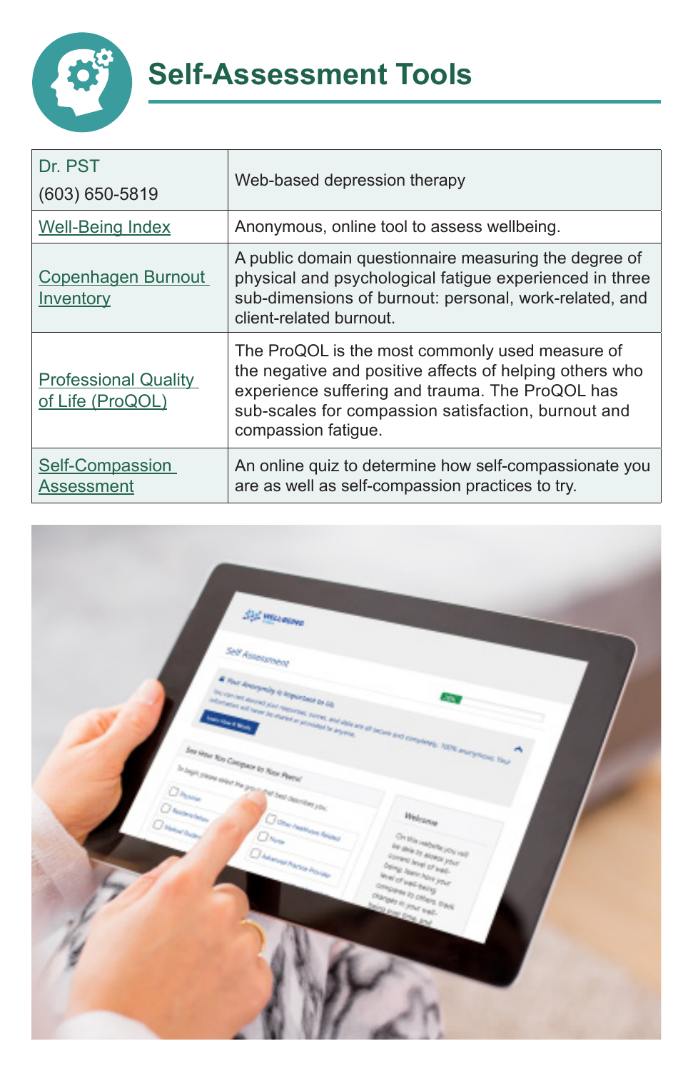# Self-Assessment Tools

| | |
|---|---|
| Dr. PST (603) 650-5819 | Web-based depression therapy |
| Well-Being Index | Anonymous, online tool to assess wellbeing. |
| Copenhagen Burnout Inventory | A public domain questionnaire measuring the degree of physical and psychological fatigue experienced in three sub-dimensions of burnout: personal, work-related, and client-related burnout. |
| Professional Quality of Life (ProQOL) | The ProQOL is the most commonly used measure of the negative and positive affects of helping others who experience suffering and trauma. The ProQOL has sub-scales for compassion satisfaction, burnout and compassion fatigue. |
| Self-Compassion Assessment | An online quiz to determine how self-compassionate you are as well as self-compassion practices to try. |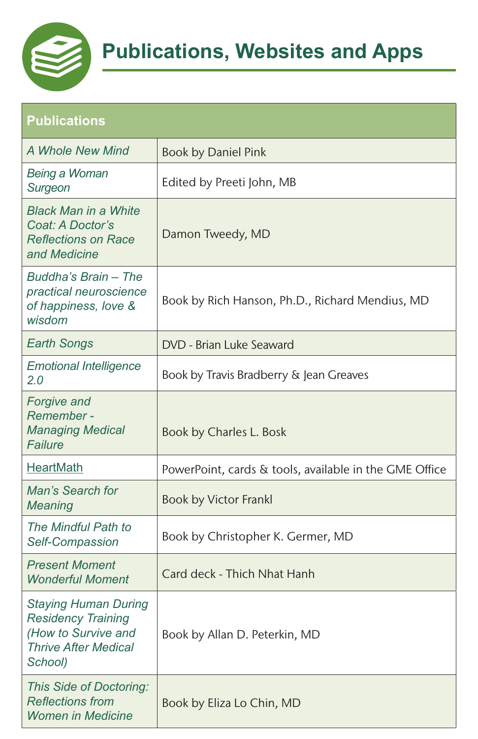# Publications, Websites and Apps

| Publications | |
|---|---|
| *A Whole New Mind* | Book by Daniel Pink |
| *Being a Woman Surgeon* | Edited by Preeti John, MB |
| *Black Man in a White Coat: A Doctor's Reflections on Race and Medicine* | Damon Tweedy, MD |
| *Buddha's Brain – The practical neuroscience of happiness, love & wisdom* | Book by Rich Hanson, Ph.D., Richard Mendius, MD |
| *Earth Songs* | DVD - Brian Luke Seaward |
| *Emotional Intelligence 2.0* | Book by Travis Bradberry & Jean Greaves |
| *Forgive and Remember - Managing Medical Failure* | Book by Charles L. Bosk |
| HeartMath | PowerPoint, cards & tools, available in the GME Office |
| *Man's Search for Meaning* | Book by Victor Frankl |
| *The Mindful Path to Self-Compassion* | Book by Christopher K. Germer, MD |
| *Present Moment Wonderful Moment* | Card deck - Thich Nhat Hanh |
| *Staying Human During Residency Training (How to Survive and Thrive After Medical School)* | Book by Allan D. Peterkin, MD |
| *This Side of Doctoring: Reflections from Women in Medicine* | Book by Eliza Lo Chin, MD |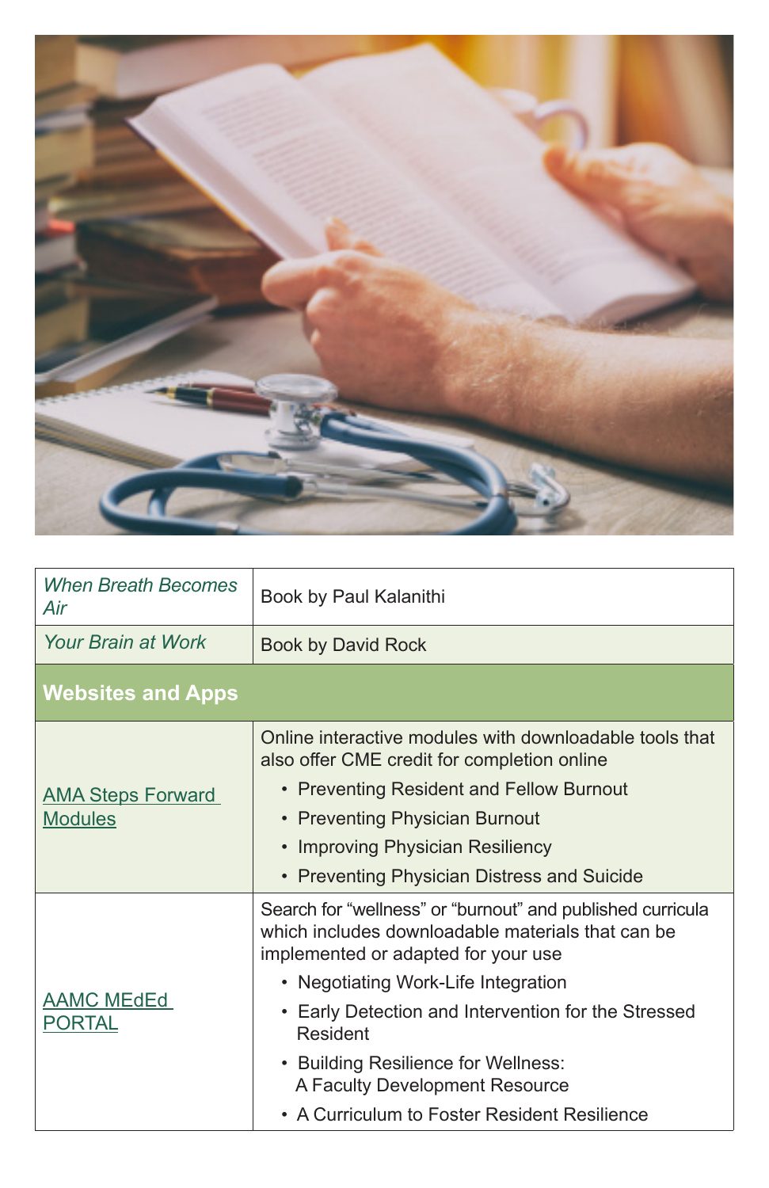| | |
|---|---|
| *When Breath Becomes Air* | Book by Paul Kalanithi |
| *Your Brain at Work* | Book by David Rock |
| **Websites and Apps** | |
| AMA Steps Forward Modules | Online interactive modules with downloadable tools that also offer CME credit for completion online<br>• Preventing Resident and Fellow Burnout<br>• Preventing Physician Burnout<br>• Improving Physician Resiliency<br>• Preventing Physician Distress and Suicide |
| AAMC MEdEd PORTAL | Search for "wellness" or "burnout" and published curricula which includes downloadable materials that can be implemented or adapted for your use<br>• Negotiating Work-Life Integration<br>• Early Detection and Intervention for the Stressed Resident<br>• Building Resilience for Wellness: A Faculty Development Resource<br>• A Curriculum to Foster Resident Resilience |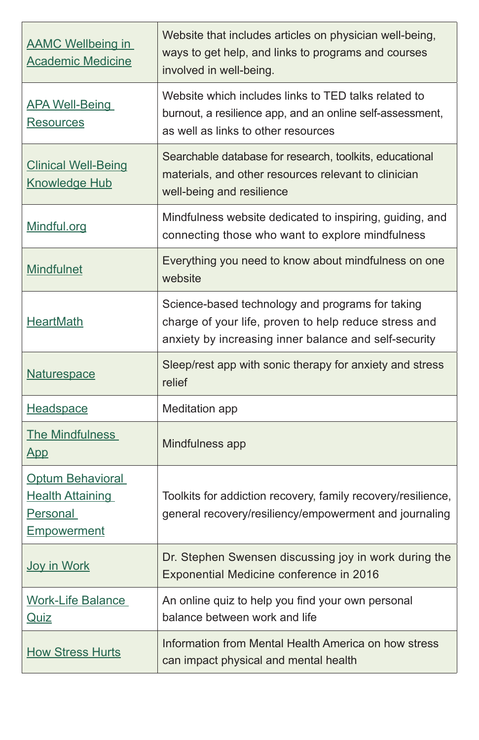| | |
|---|---|
| AAMC Wellbeing in Academic Medicine | Website that includes articles on physician well-being, ways to get help, and links to programs and courses involved in well-being. |
| APA Well-Being Resources | Website which includes links to TED talks related to burnout, a resilience app, and an online self-assessment, as well as links to other resources |
| Clinical Well-Being Knowledge Hub | Searchable database for research, toolkits, educational materials, and other resources relevant to clinician well-being and resilience |
| Mindful.org | Mindfulness website dedicated to inspiring, guiding, and connecting those who want to explore mindfulness |
| Mindfulnet | Everything you need to know about mindfulness on one website |
| HeartMath | Science-based technology and programs for taking charge of your life, proven to help reduce stress and anxiety by increasing inner balance and self-security |
| Naturespace | Sleep/rest app with sonic therapy for anxiety and stress relief |
| Headspace | Meditation app |
| The Mindfulness App | Mindfulness app |
| Optum Behavioral Health Attaining Personal Empowerment | Toolkits for addiction recovery, family recovery/resilience, general recovery/resiliency/empowerment and journaling |
| Joy in Work | Dr. Stephen Swensen discussing joy in work during the Exponential Medicine conference in 2016 |
| Work-Life Balance Quiz | An online quiz to help you find your own personal balance between work and life |
| How Stress Hurts | Information from Mental Health America on how stress can impact physical and mental health |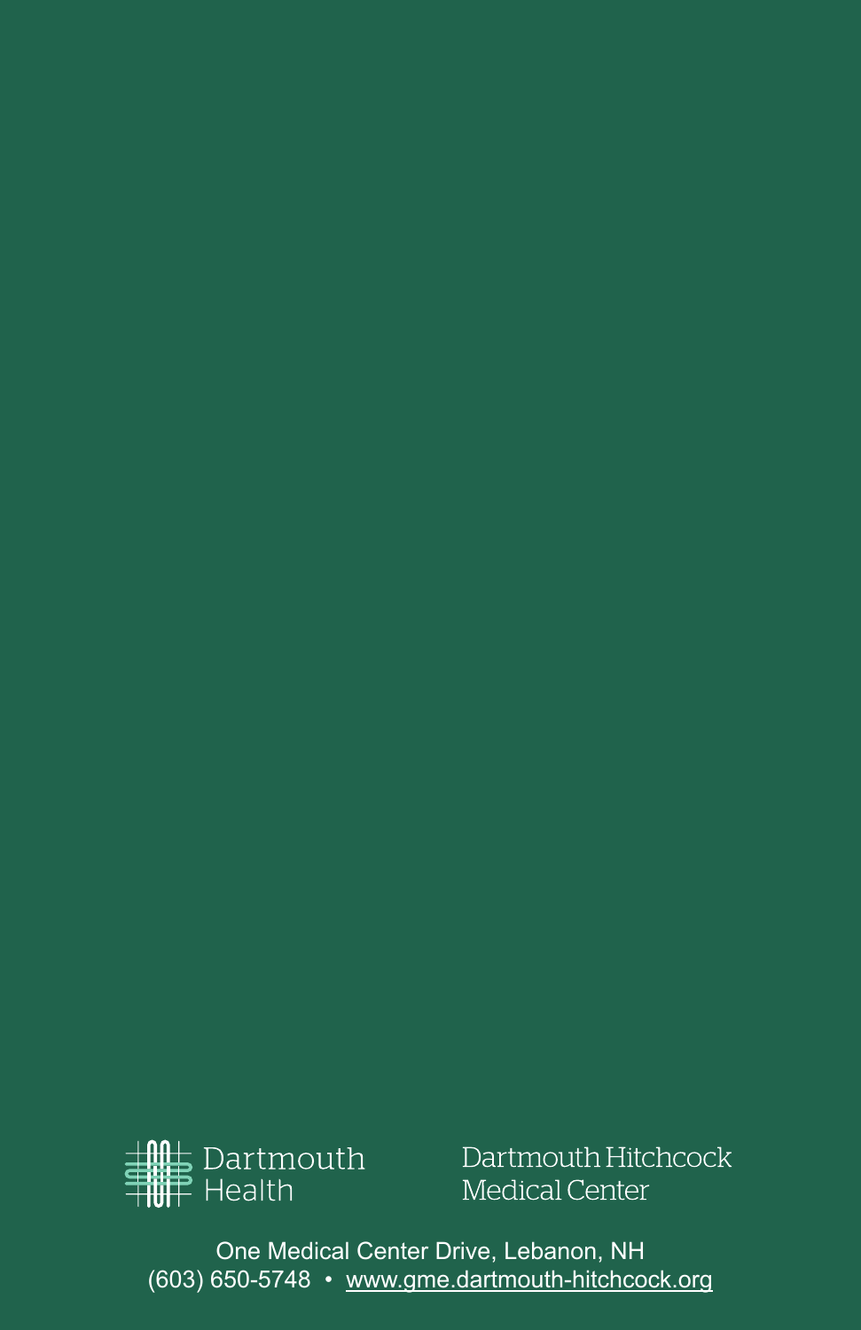Dartmouth Health

Dartmouth Hitchcock Medical Center

One Medical Center Drive, Lebanon, NH
(603) 650-5748 • www.gme.dartmouth-hitchcock.org